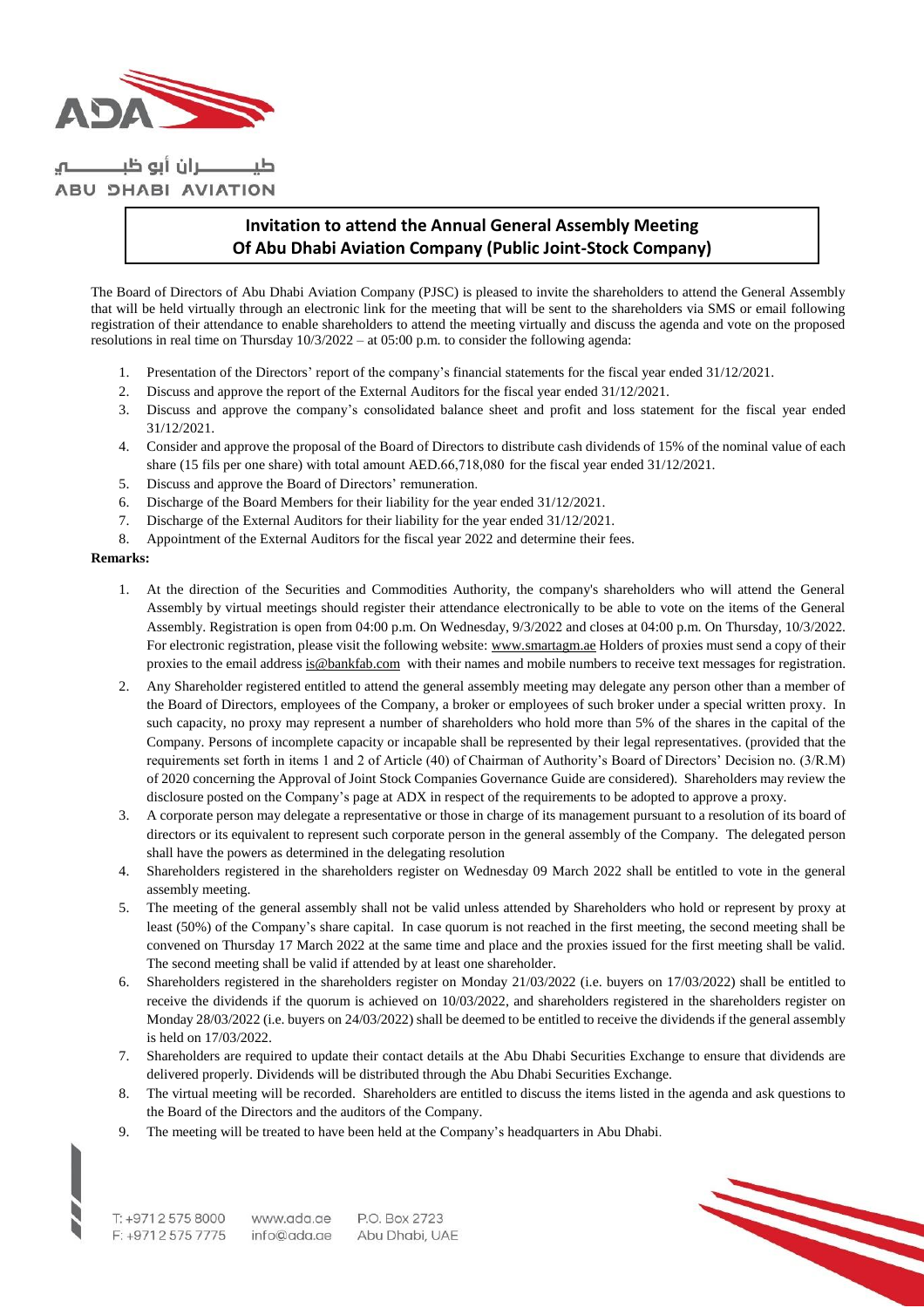ADA

طيـــــران أبو ظبـــــي
ABU DHABI AVIATION

## Invitation to attend the Annual General Assembly Meeting Of Abu Dhabi Aviation Company (Public Joint-Stock Company)

The Board of Directors of Abu Dhabi Aviation Company (PJSC) is pleased to invite the shareholders to attend the General Assembly that will be held virtually through an electronic link for the meeting that will be sent to the shareholders via SMS or email following registration of their attendance to enable shareholders to attend the meeting virtually and discuss the agenda and vote on the proposed resolutions in real time on Thursday 10/3/2022 – at 05:00 p.m. to consider the following agenda:

1. Presentation of the Directors' report of the company's financial statements for the fiscal year ended 31/12/2021.
2. Discuss and approve the report of the External Auditors for the fiscal year ended 31/12/2021.
3. Discuss and approve the company's consolidated balance sheet and profit and loss statement for the fiscal year ended 31/12/2021.
4. Consider and approve the proposal of the Board of Directors to distribute cash dividends of 15% of the nominal value of each share (15 fils per one share) with total amount AED.66,718,080 for the fiscal year ended 31/12/2021.
5. Discuss and approve the Board of Directors' remuneration.
6. Discharge of the Board Members for their liability for the year ended 31/12/2021.
7. Discharge of the External Auditors for their liability for the year ended 31/12/2021.
8. Appointment of the External Auditors for the fiscal year 2022 and determine their fees.

**Remarks:**

1. At the direction of the Securities and Commodities Authority, the company's shareholders who will attend the General Assembly by virtual meetings should register their attendance electronically to be able to vote on the items of the General Assembly. Registration is open from 04:00 p.m. On Wednesday, 9/3/2022 and closes at 04:00 p.m. On Thursday, 10/3/2022. For electronic registration, please visit the following website: www.smartagm.ae Holders of proxies must send a copy of their proxies to the email address is@bankfab.com with their names and mobile numbers to receive text messages for registration.
2. Any Shareholder registered entitled to attend the general assembly meeting may delegate any person other than a member of the Board of Directors, employees of the Company, a broker or employees of such broker under a special written proxy. In such capacity, no proxy may represent a number of shareholders who hold more than 5% of the shares in the capital of the Company. Persons of incomplete capacity or incapable shall be represented by their legal representatives. (provided that the requirements set forth in items 1 and 2 of Article (40) of Chairman of Authority's Board of Directors' Decision no. (3/R.M) of 2020 concerning the Approval of Joint Stock Companies Governance Guide are considered). Shareholders may review the disclosure posted on the Company's page at ADX in respect of the requirements to be adopted to approve a proxy.
3. A corporate person may delegate a representative or those in charge of its management pursuant to a resolution of its board of directors or its equivalent to represent such corporate person in the general assembly of the Company. The delegated person shall have the powers as determined in the delegating resolution
4. Shareholders registered in the shareholders register on Wednesday 09 March 2022 shall be entitled to vote in the general assembly meeting.
5. The meeting of the general assembly shall not be valid unless attended by Shareholders who hold or represent by proxy at least (50%) of the Company's share capital. In case quorum is not reached in the first meeting, the second meeting shall be convened on Thursday 17 March 2022 at the same time and place and the proxies issued for the first meeting shall be valid. The second meeting shall be valid if attended by at least one shareholder.
6. Shareholders registered in the shareholders register on Monday 21/03/2022 (i.e. buyers on 17/03/2022) shall be entitled to receive the dividends if the quorum is achieved on 10/03/2022, and shareholders registered in the shareholders register on Monday 28/03/2022 (i.e. buyers on 24/03/2022) shall be deemed to be entitled to receive the dividends if the general assembly is held on 17/03/2022.
7. Shareholders are required to update their contact details at the Abu Dhabi Securities Exchange to ensure that dividends are delivered properly. Dividends will be distributed through the Abu Dhabi Securities Exchange.
8. The virtual meeting will be recorded. Shareholders are entitled to discuss the items listed in the agenda and ask questions to the Board of the Directors and the auditors of the Company.
9. The meeting will be treated to have been held at the Company's headquarters in Abu Dhabi.

T: +971 2 575 8000 F: +971 2 575 7775 www.ada.ae info@ada.ae P.O. Box 2723 Abu Dhabi, UAE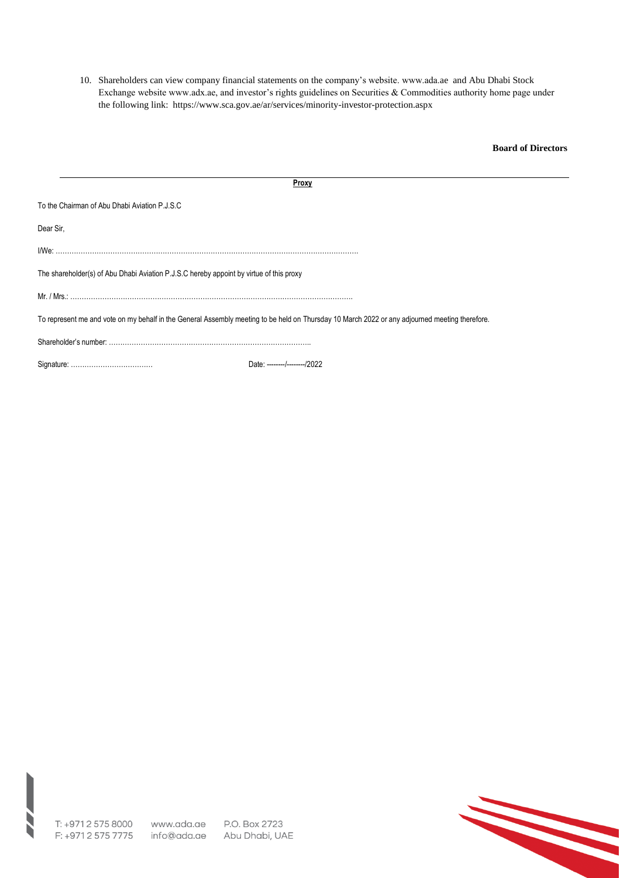10. Shareholders can view company financial statements on the company's website. www.ada.ae and Abu Dhabi Stock Exchange website www.adx.ae, and investor's rights guidelines on Securities & Commodities authority home page under the following link: https://www.sca.gov.ae/ar/services/minority-investor-protection.aspx

**Board of Directors**

---

**Proxy**

To the Chairman of Abu Dhabi Aviation P.J.S.C

Dear Sir,

I/We: ……………………………………………………………………………………………………………

The shareholder(s) of Abu Dhabi Aviation P.J.S.C hereby appoint by virtue of this proxy

Mr. / Mrs.: ……………………………………………………………………………………………………

To represent me and vote on my behalf in the General Assembly meeting to be held on Thursday 10 March 2022 or any adjourned meeting therefore.

Shareholder's number: ……………………………………………………………………………

Signature: ……………………………… Date: --------/--------/2022